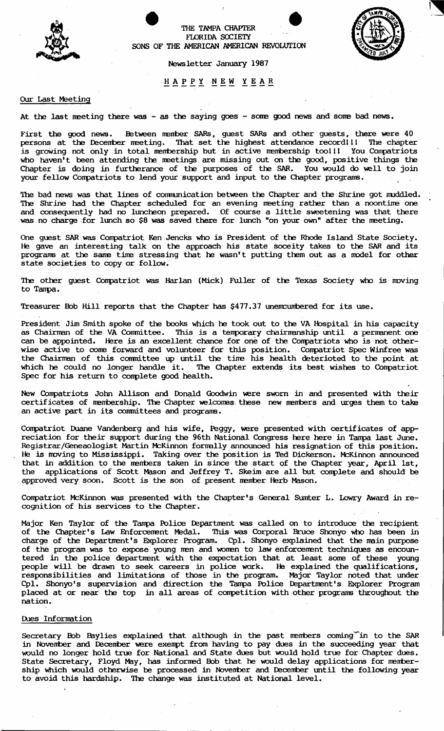THE TAMPA CHAPTER
FLORIDA SOCIETY
SONS OF THE AMERICAN AMERICAN REVOLUTION

Newsletter January 1987

# HAPPY NEW YEAR

## Our Last Meeting

At the last meeting there was - as the saying goes - some good news and some bad news.

First the good news. Between member SARs, guest SARs and other guests, there were 40 persons at the December meeting. That set the highest attendance record!!! The chapter is growing not only in total membership but in active membership too!!! You Compatriots who haven't been attending the meetings are missing out on the good, positive things the Chapter is doing in furtherance of the purposes of the SAR. You would do well to join your fellow Compatriots to lend your support and input to the Chapter programs.

The bad news was that lines of communication between the Chapter and the Shrine got muddled. The Shrine had the Chapter scheduled for an evening meeting rather than a noontime one and consequently had no luncheon prepared. Of course a little sweetening was that there was no charge for lunch so $8 was saved there for lunch "on your own" after the meeting.

One guest SAR was Compatriot Ken Jencks who is President of the Rhode Island State Society. He gave an interesting talk on the approach his state soceity takes to the SAR and its programs at the same time stressing that he wasn't putting them out as a model for other state societies to copy or follow.

The other guest Compatriot was Harlan (Mick) Fuller of the Texas Society who is moving to Tampa.

Treasurer Bob Hill reports that the Chapter has $477.37 unencumbered for its use.

President Jim Smith spoke of the books which he took out to the VA Hospital in his capacity as Chairman of the VA Committee. This is a temporary chairmanship until a permanent one can be appointed. Here is an excellent chance for one of the Compatriots who is not otherwise active to come forward and volunteer for this position. Compatriot Spec Winfree was the Chairman of this committee up until the time his health deterioted to the point at which he could no longer handle it. The Chapter extends its best wishes to Compatriot Spec for his return to complete good health.

New Compatriots John Allison and Donald Goodwin were sworn in and presented with their certificates of membership. The Chapter welcomes these new members and urges them to take an active part in its committees and programs.

Compatriot Duane Vandenberg and his wife, Peggy, were presented with certificates of appreciation for their support during the 96th National Congress here here in Tampa last June. Registrar/Geneaologist Martin McKinnon formally announced his resignation of this position. He is moving to Mississippi. Taking over the position is Ted Dickerson. McKinnon announced that in addition to the members taken in since the start of the Chapter year, April 1st, the applications of Scott Mason and Jeffrey T. Skeim are all but complete and should be approved very soon. Scott is the son of present member Herb Mason.

Compatriot McKinnon was presented with the Chapter's General Sumter L. Lowry Award in recognition of his services to the Chapter.

Major Ken Taylor of the Tampa Police Department was called on to introduce the recipient of the Chapter's Law Enforcement Medal. This was Corporal Bruce Shonyo who has been in charge of the Department's Explorer Program. Cpl. Shonyo explained that the main purpose of the program was to expose young men and women to law enforcement techniques as encountered in the police department with the expectation that at least some of these young people will be drawn to seek careers in police work. He explained the qualifications, responsibilities and limitations of those in the program. Major Taylor noted that under Cpl. Shonyo's supervision and direction the Tampa Police Department's Explorer Program placed at or near the top in all areas of competition with other programs throughout the nation.

## Dues Information

Secretary Bob Baylies explained that although in the past members coming in to the SAR in November and December were exempt from having to pay dues in the succeeding year that would no longer hold true for National and State dues but would hold true for Chapter dues. State Secretary, Floyd May, has informed Bob that he would delay applications for membership which would otherwise be processed in November and December until the following year to avoid this hardship. The change was instituted at National level.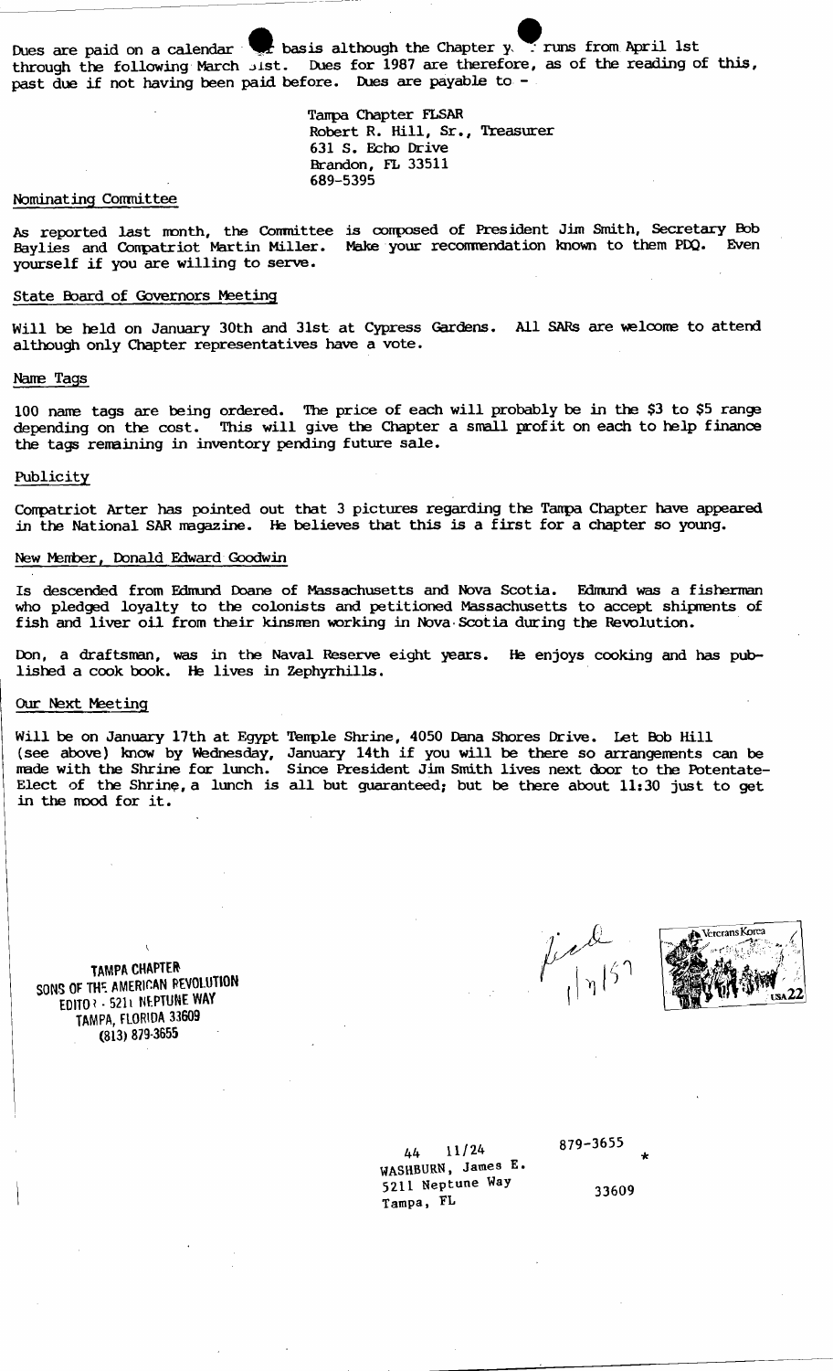Dues are paid on a calendar year basis although the Chapter year runs from April 1st through the following March 31st. Dues for 1987 are therefore, as of the reading of this, past due if not having been paid before. Dues are payable to -

Tampa Chapter FLSAR
Robert R. Hill, Sr., Treasurer
631 S. Echo Drive
Brandon, FL 33511
689-5395

## Nominating Committee

As reported last month, the Committee is composed of President Jim Smith, Secretary Bob Baylies and Compatriot Martin Miller. Make your recommendation known to them PDQ. Even yourself if you are willing to serve.

## State Board of Governors Meeting

Will be held on January 30th and 31st at Cypress Gardens. All SARs are welcome to attend although only Chapter representatives have a vote.

## Name Tags

100 name tags are being ordered. The price of each will probably be in the $3 to $5 range depending on the cost. This will give the Chapter a small profit on each to help finance the tags remaining in inventory pending future sale.

## Publicity

Compatriot Arter has pointed out that 3 pictures regarding the Tampa Chapter have appeared in the National SAR magazine. He believes that this is a first for a chapter so young.

## New Member, Donald Edward Goodwin

Is descended from Edmund Doane of Massachusetts and Nova Scotia. Edmund was a fisherman who pledged loyalty to the colonists and petitioned Massachusetts to accept shipments of fish and liver oil from their kinsmen working in Nova Scotia during the Revolution.

Don, a draftsman, was in the Naval Reserve eight years. He enjoys cooking and has published a cook book. He lives in Zephyrhills.

## Our Next Meeting

Will be on January 17th at Egypt Temple Shrine, 4050 Dana Shores Drive. Let Bob Hill (see above) know by Wednesday, January 14th if you will be there so arrangements can be made with the Shrine for lunch. Since President Jim Smith lives next door to the Potentate-Elect of the Shrine, a lunch is all but guaranteed; but be there about 11:30 just to get in the mood for it.

TAMPA CHAPTER
SONS OF THE AMERICAN REVOLUTION
EDITOR - 5211 NEPTUNE WAY
TAMPA, FLORIDA 33609
(813) 879-3655

1/7/87

44 11/24 879-3655 *
WASHBURN, James E.
5211 Neptune Way
Tampa, FL 33609